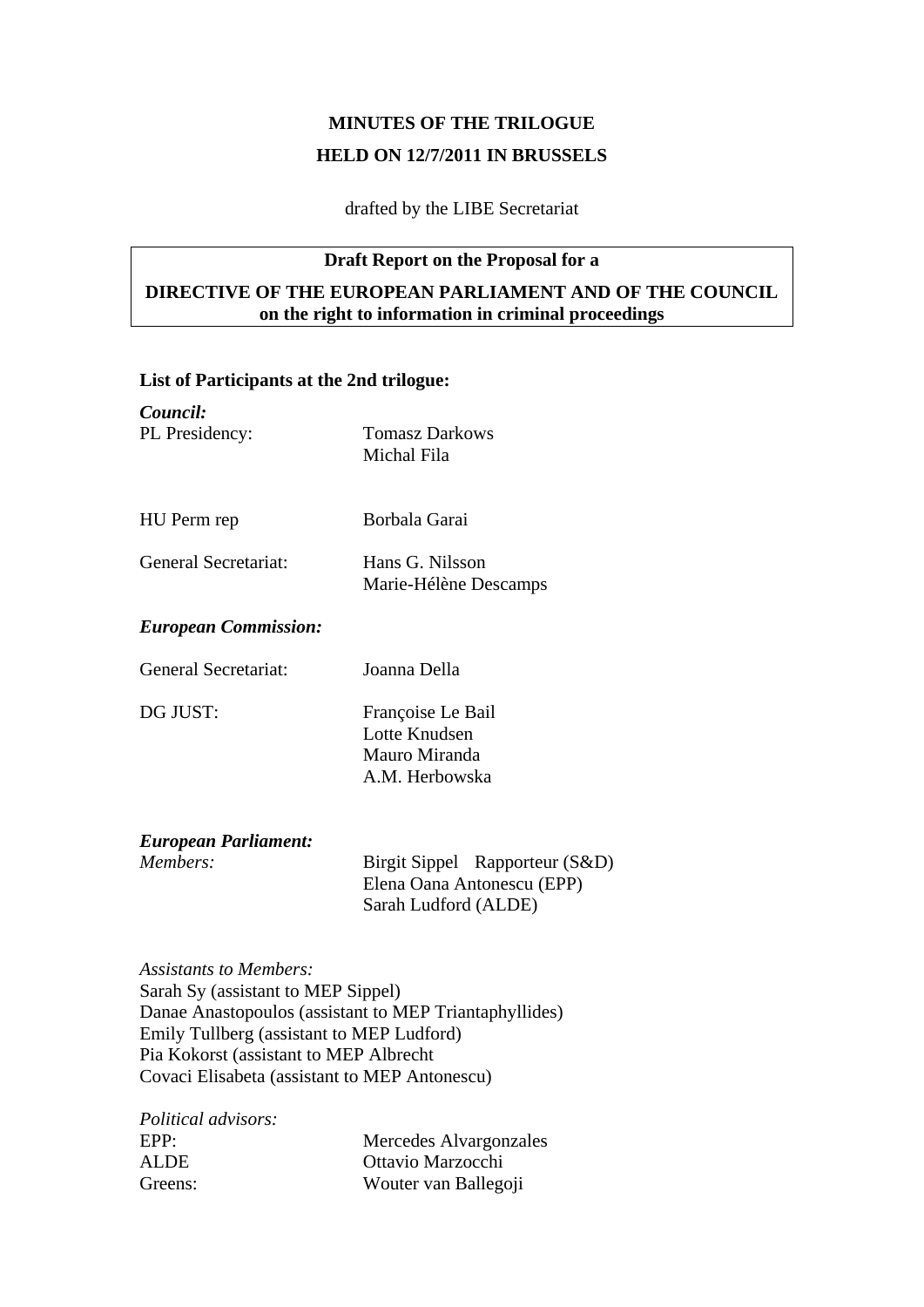# MINUTES OF THE TRILOGUE

## HELD ON 12/7/2011 IN BRUSSELS

drafted by the LIBE Secretariat

**Draft Report on the Proposal for a**

**DIRECTIVE OF THE EUROPEAN PARLIAMENT AND OF THE COUNCIL on the right to information in criminal proceedings**

**List of Participants at the 2nd trilogue:**

***Council:***

| | |
|---|---|
| PL Presidency: | Tomasz Darkows<br>Michal Fila |
| HU Perm rep | Borbala Garai |
| General Secretariat: | Hans G. Nilsson<br>Marie-Hélène Descamps |

***European Commission:***

| | |
|---|---|
| General Secretariat: | Joanna Della |
| DG JUST: | Françoise Le Bail<br>Lotte Knudsen<br>Mauro Miranda<br>A.M. Herbowska |

***European Parliament:***

| | |
|---|---|
| *Members:* | Birgit Sippel Rapporteur (S&D)<br>Elena Oana Antonescu (EPP)<br>Sarah Ludford (ALDE) |

*Assistants to Members:*
Sarah Sy (assistant to MEP Sippel)
Danae Anastopoulos (assistant to MEP Triantaphyllides)
Emily Tullberg (assistant to MEP Ludford)
Pia Kokorst (assistant to MEP Albrecht
Covaci Elisabeta (assistant to MEP Antonescu)

*Political advisors:*

| | |
|---|---|
| EPP: | Mercedes Alvargonzales |
| ALDE | Ottavio Marzocchi |
| Greens: | Wouter van Ballegoji |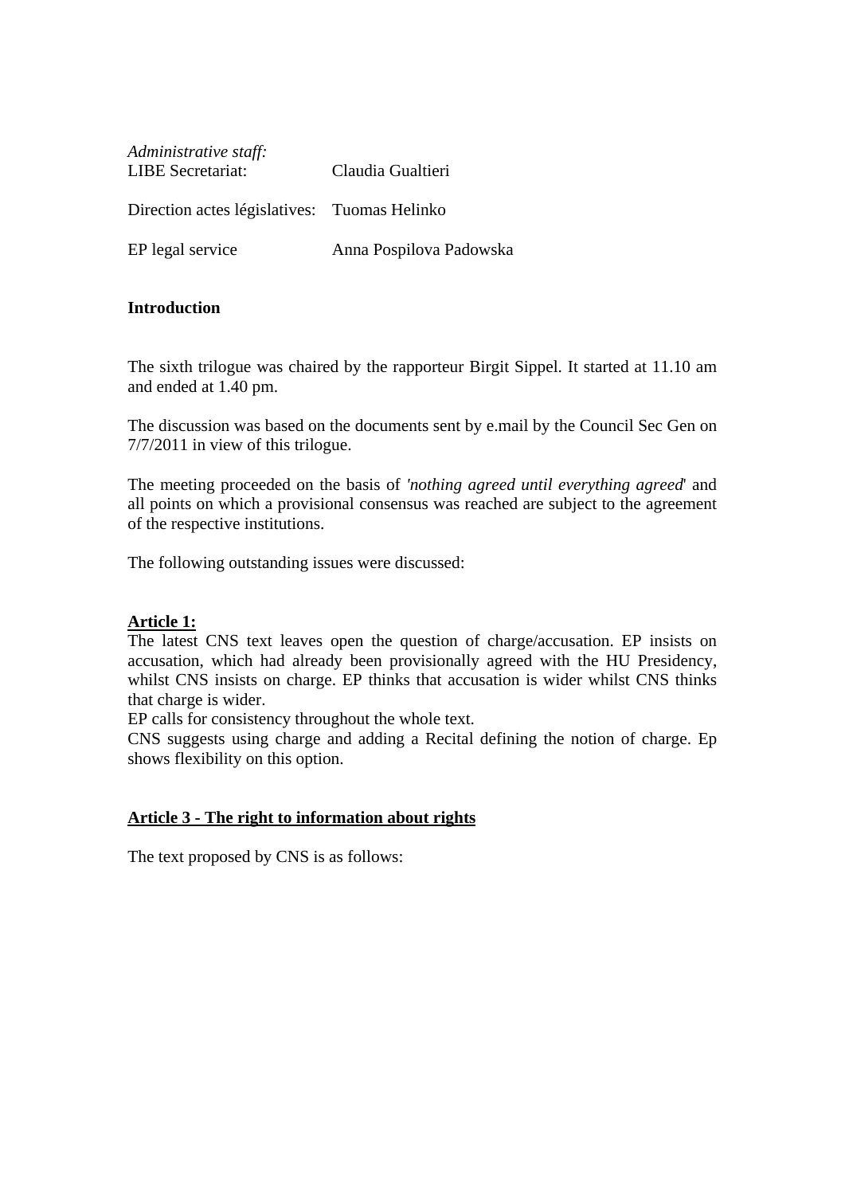*Administrative staff:*

| | |
|---|---|
| LIBE Secretariat: | Claudia Gualtieri |
| Direction actes législatives: | Tuomas Helinko |
| EP legal service | Anna Pospilova Padowska |

**Introduction**

The sixth trilogue was chaired by the rapporteur Birgit Sippel. It started at 11.10 am and ended at 1.40 pm.

The discussion was based on the documents sent by e.mail by the Council Sec Gen on 7/7/2011 in view of this trilogue.

The meeting proceeded on the basis of *'nothing agreed until everything agreed*' and all points on which a provisional consensus was reached are subject to the agreement of the respective institutions.

The following outstanding issues were discussed:

**<u>Article 1:</u>**

The latest CNS text leaves open the question of charge/accusation. EP insists on accusation, which had already been provisionally agreed with the HU Presidency, whilst CNS insists on charge. EP thinks that accusation is wider whilst CNS thinks that charge is wider.

EP calls for consistency throughout the whole text.

CNS suggests using charge and adding a Recital defining the notion of charge. Ep shows flexibility on this option.

**<u>Article 3 - The right to information about rights</u>**

The text proposed by CNS is as follows: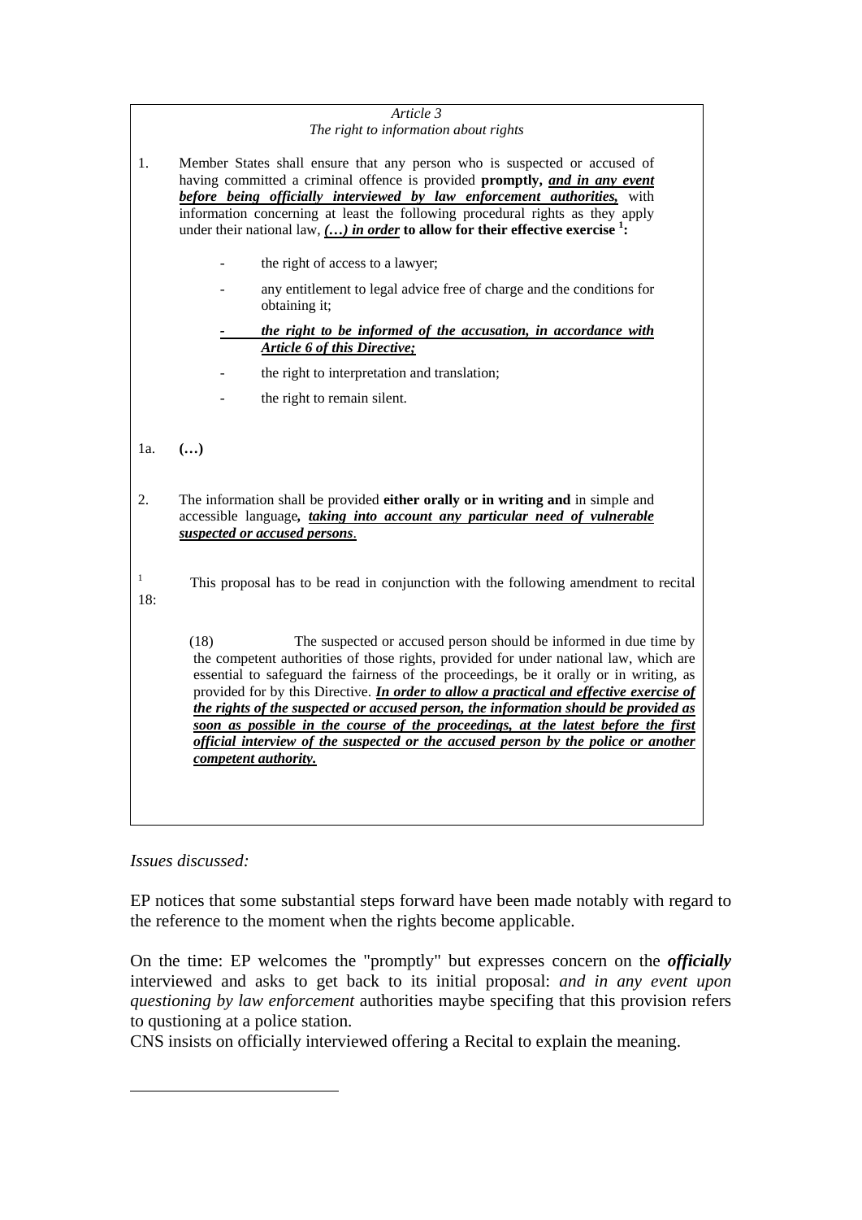*Article 3*

*The right to information about rights*

1. Member States shall ensure that any person who is suspected or accused of having committed a criminal offence is provided **promptly,** ***<u>and in any event before being officially interviewed by law enforcement authorities,</u>*** with information concerning at least the following procedural rights as they apply under their national law, ***<u>(…) in order</u>*** **to allow for their effective exercise [1]:**

   - the right of access to a lawyer;
   - any entitlement to legal advice free of charge and the conditions for obtaining it;
   - ***<u>the right to be informed of the accusation, in accordance with Article 6 of this Directive;</u>***
   - the right to interpretation and translation;
   - the right to remain silent.

1a. **(…)**

2. The information shall be provided **either orally or in writing and** in simple and accessible language***, <u>taking into account any particular need of vulnerable suspected or accused persons</u>***.

[1] This proposal has to be read in conjunction with the following amendment to recital 18:

> (18) The suspected or accused person should be informed in due time by the competent authorities of those rights, provided for under national law, which are essential to safeguard the fairness of the proceedings, be it orally or in writing, as provided for by this Directive. ***<u>In order to allow a practical and effective exercise of the rights of the suspected or accused person, the information should be provided as soon as possible in the course of the proceedings, at the latest before the first official interview of the suspected or the accused person by the police or another competent authority.</u>***

*Issues discussed:*

EP notices that some substantial steps forward have been made notably with regard to the reference to the moment when the rights become applicable.

On the time: EP welcomes the "promptly" but expresses concern on the ***officially*** interviewed and asks to get back to its initial proposal: *and in any event upon questioning by law enforcement* authorities maybe specifing that this provision refers to qustioning at a police station.

CNS insists on officially interviewed offering a Recital to explain the meaning.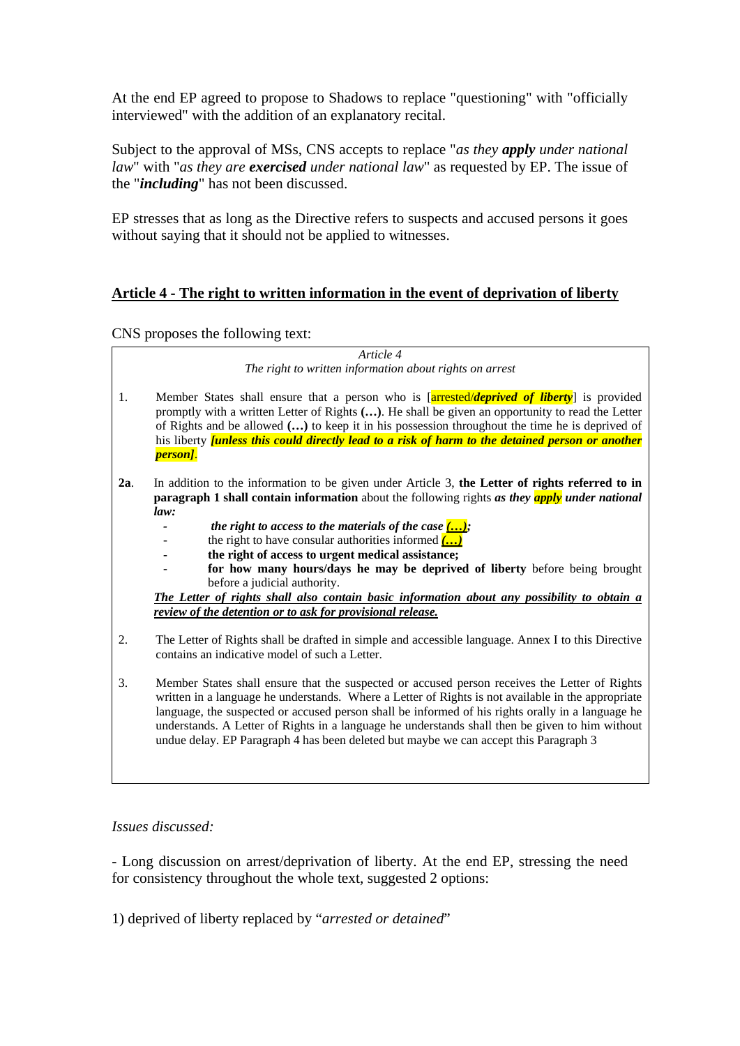At the end EP agreed to propose to Shadows to replace "questioning" with "officially interviewed" with the addition of an explanatory recital.

Subject to the approval of MSs, CNS accepts to replace "*as they **apply** under national law*" with "*as they are **exercised** under national law*" as requested by EP. The issue of the "***including***" has not been discussed.

EP stresses that as long as the Directive refers to suspects and accused persons it goes without saying that it should not be applied to witnesses.

## Article 4 - The right to written information in the event of deprivation of liberty

CNS proposes the following text:

*Article 4*
*The right to written information about rights on arrest*

1. Member States shall ensure that a person who is [arrested/***deprived of liberty***] is provided promptly with a written Letter of Rights **(…)**. He shall be given an opportunity to read the Letter of Rights and be allowed **(…)** to keep it in his possession throughout the time he is deprived of his liberty ***[unless this could directly lead to a risk of harm to the detained person or another person]***.

**2a**. In addition to the information to be given under Article 3, **the Letter of rights referred to in paragraph 1 shall contain information** about the following rights ***as they apply under national law:***
- ***the right to access to the materials of the case (…);***
- the right to have consular authorities informed ***(…)***
- **the right of access to urgent medical assistance;**
- **for how many hours/days he may be deprived of liberty** before being brought before a judicial authority.

***The Letter of rights shall also contain basic information about any possibility to obtain a review of the detention or to ask for provisional release.***

2. The Letter of Rights shall be drafted in simple and accessible language. Annex I to this Directive contains an indicative model of such a Letter.

3. Member States shall ensure that the suspected or accused person receives the Letter of Rights written in a language he understands. Where a Letter of Rights is not available in the appropriate language, the suspected or accused person shall be informed of his rights orally in a language he understands. A Letter of Rights in a language he understands shall then be given to him without undue delay. EP Paragraph 4 has been deleted but maybe we can accept this Paragraph 3

*Issues discussed:*

- Long discussion on arrest/deprivation of liberty. At the end EP, stressing the need for consistency throughout the whole text, suggested 2 options:

1) deprived of liberty replaced by "*arrested or detained*"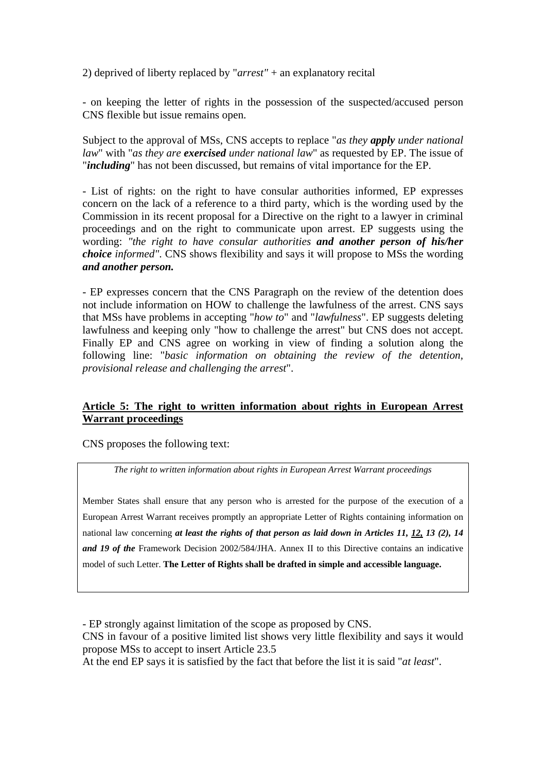2) deprived of liberty replaced by "*arrest"* + an explanatory recital

- on keeping the letter of rights in the possession of the suspected/accused person CNS flexible but issue remains open.

Subject to the approval of MSs, CNS accepts to replace "*as they **apply** under national law*" with "*as they are **exercised** under national law*" as requested by EP. The issue of "***including***" has not been discussed, but remains of vital importance for the EP.

- List of rights: on the right to have consular authorities informed, EP expresses concern on the lack of a reference to a third party, which is the wording used by the Commission in its recent proposal for a Directive on the right to a lawyer in criminal proceedings and on the right to communicate upon arrest. EP suggests using the wording: *"the right to have consular authorities **and another person of his/her choice** informed"*. CNS shows flexibility and says it will propose to MSs the wording ***and another person.***

- EP expresses concern that the CNS Paragraph on the review of the detention does not include information on HOW to challenge the lawfulness of the arrest. CNS says that MSs have problems in accepting "*how to*" and "*lawfulness*". EP suggests deleting lawfulness and keeping only "how to challenge the arrest" but CNS does not accept. Finally EP and CNS agree on working in view of finding a solution along the following line: "*basic information on obtaining the review of the detention, provisional release and challenging the arrest*".

**Article 5: The right to written information about rights in European Arrest Warrant proceedings**

CNS proposes the following text:

> *The right to written information about rights in European Arrest Warrant proceedings*
>
> Member States shall ensure that any person who is arrested for the purpose of the execution of a European Arrest Warrant receives promptly an appropriate Letter of Rights containing information on national law concerning ***at least the rights of that person as laid down in Articles 11, <u>12,</u> 13 (2), 14 and 19 of the*** Framework Decision 2002/584/JHA. Annex II to this Directive contains an indicative model of such Letter. **The Letter of Rights shall be drafted in simple and accessible language.**

- EP strongly against limitation of the scope as proposed by CNS.
CNS in favour of a positive limited list shows very little flexibility and says it would propose MSs to accept to insert Article 23.5
At the end EP says it is satisfied by the fact that before the list it is said "*at least*".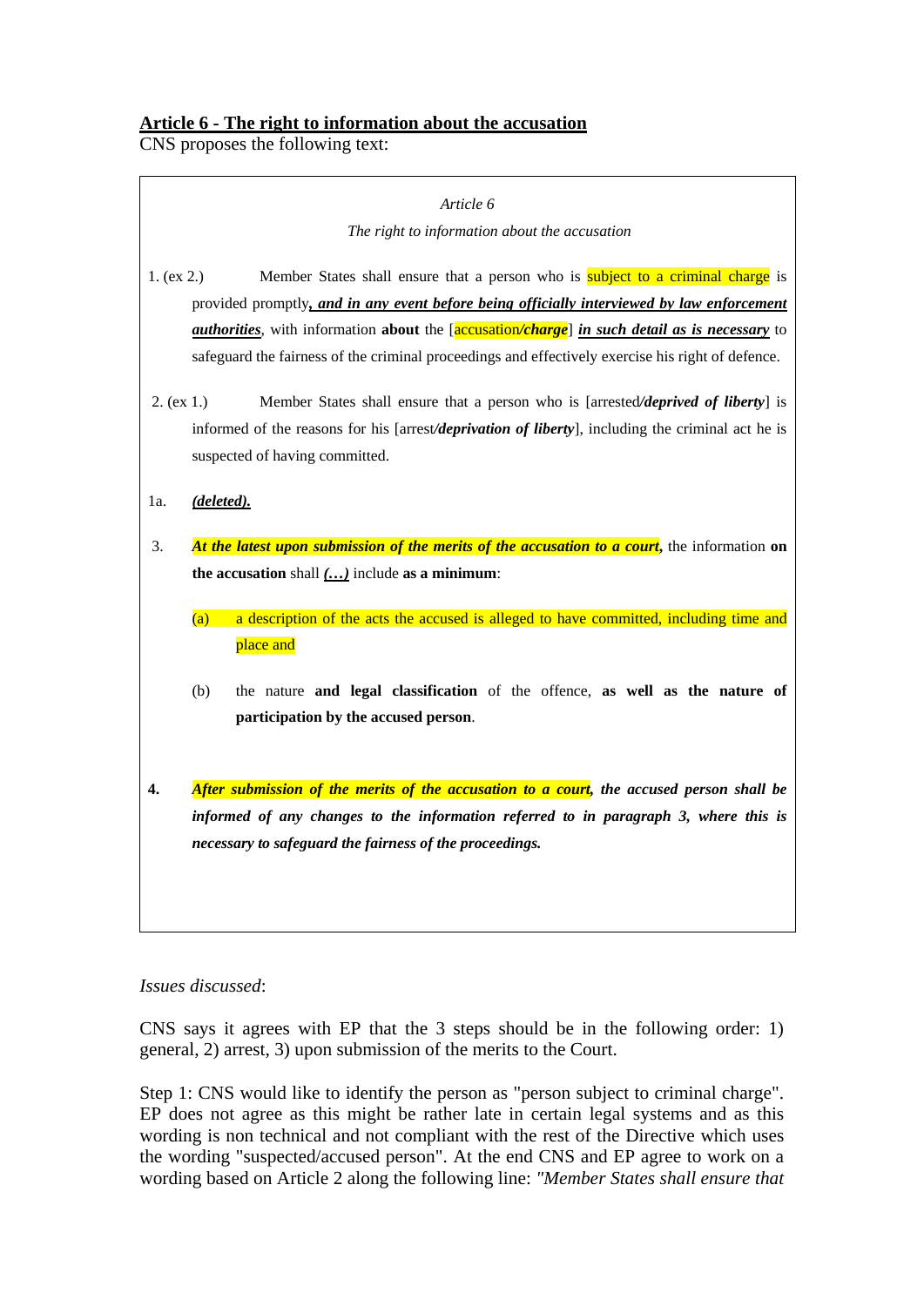**Article 6 - The right to information about the accusation**

CNS proposes the following text:

> *Article 6*
>
> *The right to information about the accusation*
>
> 1. (ex 2.) Member States shall ensure that a person who is subject to a criminal charge is provided promptly***, and in any event before being officially interviewed by law enforcement authorities***, with information **about** the [accusation/***charge***] ***in such detail as is necessary*** to safeguard the fairness of the criminal proceedings and effectively exercise his right of defence.
>
> 2. (ex 1.) Member States shall ensure that a person who is [arrested/***deprived of liberty***] is informed of the reasons for his [arrest/***deprivation of liberty***], including the criminal act he is suspected of having committed.
>
> 1a. ***(deleted).***
>
> 3. ***At the latest upon submission of the merits of the accusation to a court,*** the information **on the accusation** shall ***(…)*** include **as a minimum**:
>
> (a) a description of the acts the accused is alleged to have committed, including time and place and
>
> (b) the nature **and legal classification** of the offence, **as well as the nature of participation by the accused person**.
>
> **4.** ***After submission of the merits of the accusation to a court, the accused person shall be informed of any changes to the information referred to in paragraph 3, where this is necessary to safeguard the fairness of the proceedings.***

*Issues discussed*:

CNS says it agrees with EP that the 3 steps should be in the following order: 1) general, 2) arrest, 3) upon submission of the merits to the Court.

Step 1: CNS would like to identify the person as "person subject to criminal charge". EP does not agree as this might be rather late in certain legal systems and as this wording is non technical and not compliant with the rest of the Directive which uses the wording "suspected/accused person". At the end CNS and EP agree to work on a wording based on Article 2 along the following line: *"Member States shall ensure that*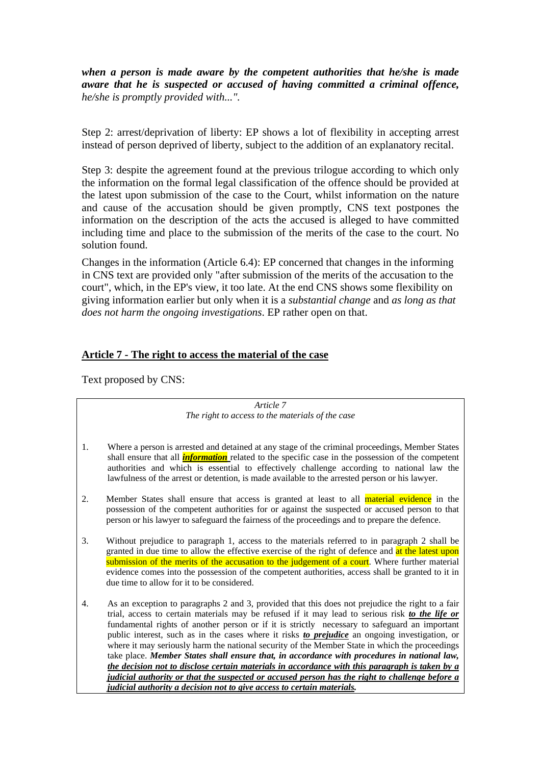***when a person is made aware by the competent authorities that he/she is made aware that he is suspected or accused of having committed a criminal offence,*** *he/she is promptly provided with...".*

Step 2: arrest/deprivation of liberty: EP shows a lot of flexibility in accepting arrest instead of person deprived of liberty, subject to the addition of an explanatory recital.

Step 3: despite the agreement found at the previous trilogue according to which only the information on the formal legal classification of the offence should be provided at the latest upon submission of the case to the Court, whilst information on the nature and cause of the accusation should be given promptly, CNS text postpones the information on the description of the acts the accused is alleged to have committed including time and place to the submission of the merits of the case to the court. No solution found.

Changes in the information (Article 6.4): EP concerned that changes in the informing in CNS text are provided only "after submission of the merits of the accusation to the court", which, in the EP's view, it too late. At the end CNS shows some flexibility on giving information earlier but only when it is a *substantial change* and *as long as that does not harm the ongoing investigations*. EP rather open on that.

## Article 7 - The right to access the material of the case

Text proposed by CNS:

> *Article 7*
> *The right to access to the materials of the case*
>
> 1. Where a person is arrested and detained at any stage of the criminal proceedings, Member States shall ensure that all ***information*** related to the specific case in the possession of the competent authorities and which is essential to effectively challenge according to national law the lawfulness of the arrest or detention, is made available to the arrested person or his lawyer.
>
> 2. Member States shall ensure that access is granted at least to all material evidence in the possession of the competent authorities for or against the suspected or accused person to that person or his lawyer to safeguard the fairness of the proceedings and to prepare the defence.
>
> 3. Without prejudice to paragraph 1, access to the materials referred to in paragraph 2 shall be granted in due time to allow the effective exercise of the right of defence and at the latest upon submission of the merits of the accusation to the judgement of a court. Where further material evidence comes into the possession of the competent authorities, access shall be granted to it in due time to allow for it to be considered.
>
> 4. As an exception to paragraphs 2 and 3, provided that this does not prejudice the right to a fair trial, access to certain materials may be refused if it may lead to serious risk ***to the life or*** fundamental rights of another person or if it is strictly necessary to safeguard an important public interest, such as in the cases where it risks ***to prejudice*** an ongoing investigation, or where it may seriously harm the national security of the Member State in which the proceedings take place. ***Member States shall ensure that, in accordance with procedures in national law, the decision not to disclose certain materials in accordance with this paragraph is taken by a judicial authority or that the suspected or accused person has the right to challenge before a judicial authority a decision not to give access to certain materials.***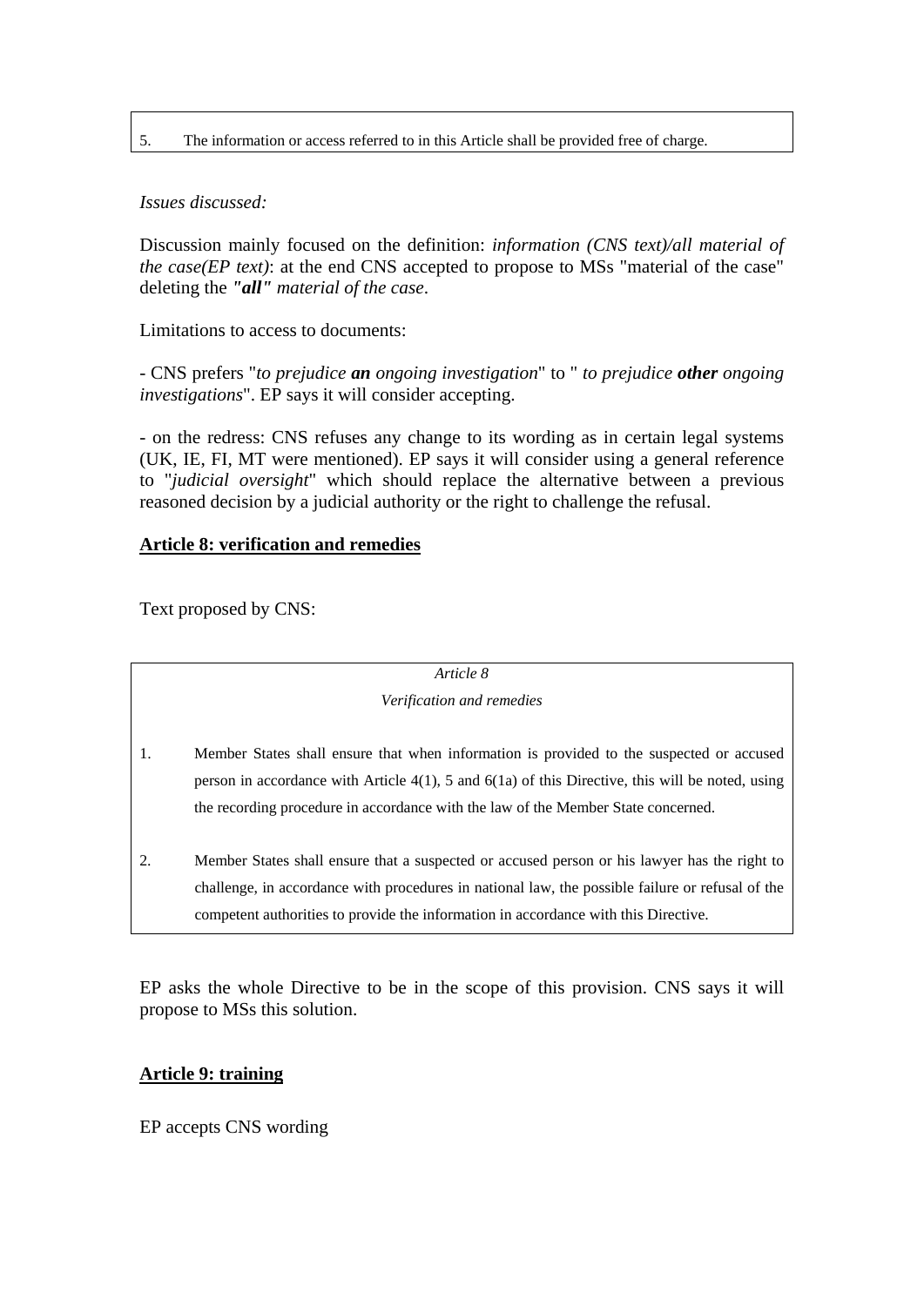5. The information or access referred to in this Article shall be provided free of charge.

*Issues discussed:*

Discussion mainly focused on the definition: *information (CNS text)/all material of the case(EP text)*: at the end CNS accepted to propose to MSs "material of the case" deleting the ***"all"*** *material of the case*.

Limitations to access to documents:

- CNS prefers "*to prejudice* ***an*** *ongoing investigation*" to " *to prejudice* ***other*** *ongoing investigations*". EP says it will consider accepting.

- on the redress: CNS refuses any change to its wording as in certain legal systems (UK, IE, FI, MT were mentioned). EP says it will consider using a general reference to "*judicial oversight*" which should replace the alternative between a previous reasoned decision by a judicial authority or the right to challenge the refusal.

**Article 8: verification and remedies**

Text proposed by CNS:

*Article 8*

*Verification and remedies*

1. Member States shall ensure that when information is provided to the suspected or accused person in accordance with Article 4(1), 5 and 6(1a) of this Directive, this will be noted, using the recording procedure in accordance with the law of the Member State concerned.

2. Member States shall ensure that a suspected or accused person or his lawyer has the right to challenge, in accordance with procedures in national law, the possible failure or refusal of the competent authorities to provide the information in accordance with this Directive.

EP asks the whole Directive to be in the scope of this provision. CNS says it will propose to MSs this solution.

**Article 9: training**

EP accepts CNS wording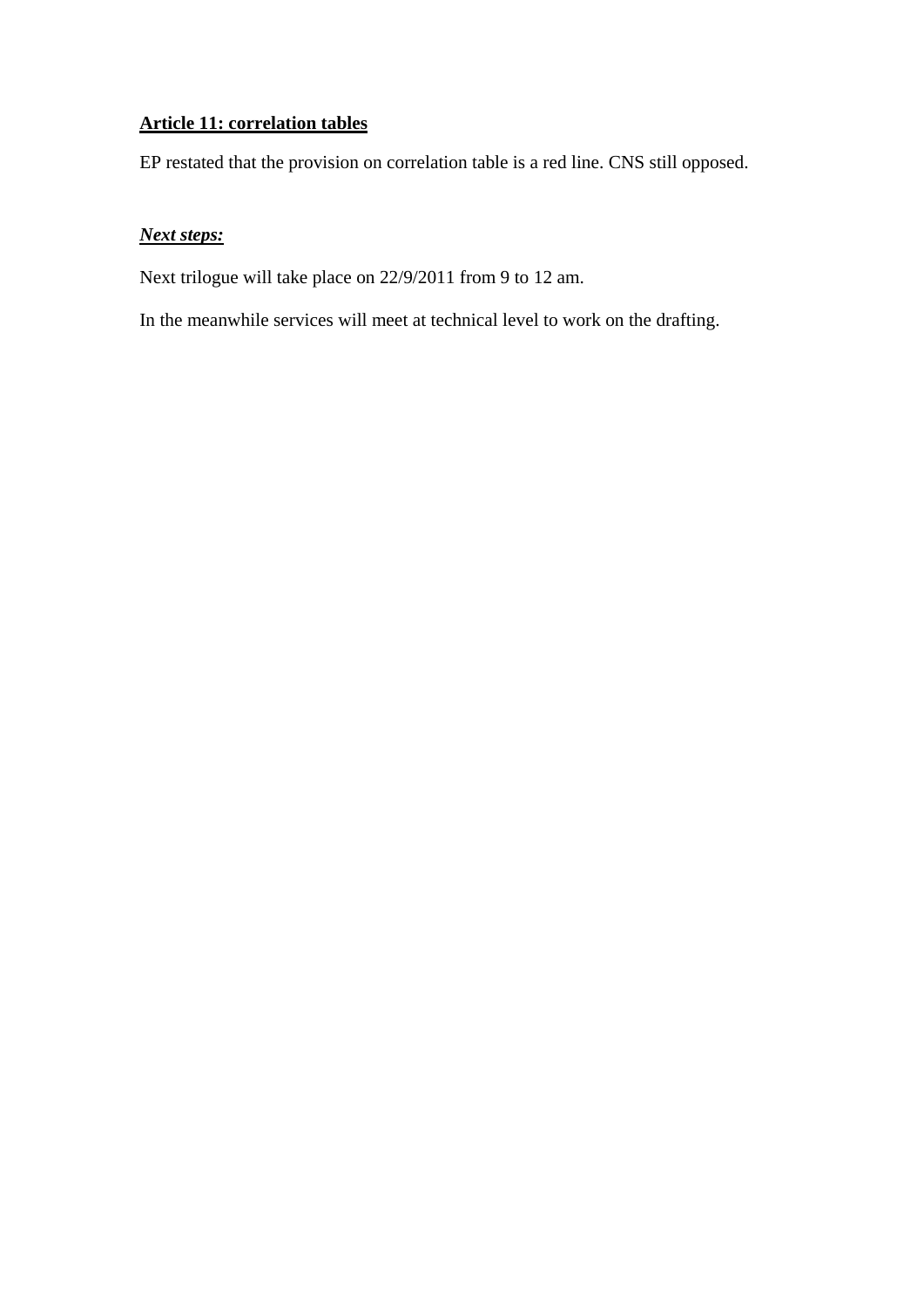**Article 11: correlation tables**

EP restated that the provision on correlation table is a red line. CNS still opposed.

***Next steps:***

Next trilogue will take place on 22/9/2011 from 9 to 12 am.

In the meanwhile services will meet at technical level to work on the drafting.